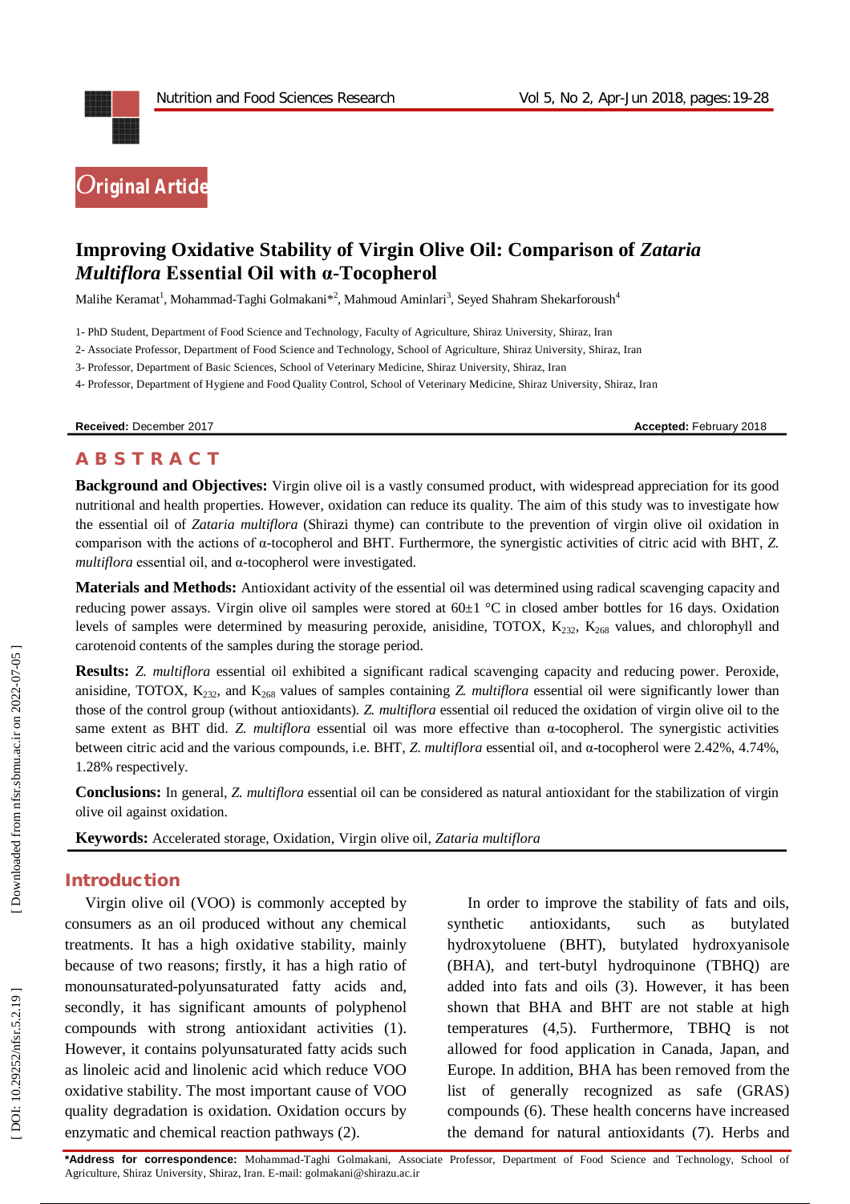Original Article

# Improving Oxidative Stability of Virgin Olive Oil: Comparison of *Zataria Multiflora* Essential Oil with α-Tocopherol

Malihe Keramat[1], Mohammad-Taghi Golmakani*[2], Mahmoud Aminlari[3], Seyed Shahram Shekarforoush[4]

1- PhD Student, Department of Food Science and Technology, Faculty of Agriculture, Shiraz University, Shiraz, Iran

2- Associate Professor, Department of Food Science and Technology, School of Agriculture, Shiraz University, Shiraz, Iran

3- Professor, Department of Basic Sciences, School of Veterinary Medicine, Shiraz University, Shiraz, Iran

4- Professor, Department of Hygiene and Food Quality Control, School of Veterinary Medicine, Shiraz University, Shiraz, Iran

**Received:** December 2017 **Accepted:** February 2018

## ABSTRACT

**Background and Objectives:** Virgin olive oil is a vastly consumed product, with widespread appreciation for its good nutritional and health properties. However, oxidation can reduce its quality. The aim of this study was to investigate how the essential oil of *Zataria multiflora* (Shirazi thyme) can contribute to the prevention of virgin olive oil oxidation in comparison with the actions of α-tocopherol and BHT. Furthermore, the synergistic activities of citric acid with BHT, *Z. multiflora* essential oil, and α-tocopherol were investigated.

**Materials and Methods:** Antioxidant activity of the essential oil was determined using radical scavenging capacity and reducing power assays. Virgin olive oil samples were stored at 60±1 °C in closed amber bottles for 16 days. Oxidation levels of samples were determined by measuring peroxide, anisidine, TOTOX, $K_{232}$, $K_{268}$ values, and chlorophyll and carotenoid contents of the samples during the storage period.

**Results:** *Z. multiflora* essential oil exhibited a significant radical scavenging capacity and reducing power. Peroxide, anisidine, TOTOX, $K_{232}$, and $K_{268}$ values of samples containing *Z. multiflora* essential oil were significantly lower than those of the control group (without antioxidants). *Z. multiflora* essential oil reduced the oxidation of virgin olive oil to the same extent as BHT did. *Z. multiflora* essential oil was more effective than α-tocopherol. The synergistic activities between citric acid and the various compounds, i.e. BHT, *Z. multiflora* essential oil, and α-tocopherol were 2.42%, 4.74%, 1.28% respectively.

**Conclusions:** In general, *Z. multiflora* essential oil can be considered as natural antioxidant for the stabilization of virgin olive oil against oxidation.

**Keywords:** Accelerated storage, Oxidation, Virgin olive oil, *Zataria multiflora*

## Introduction

Virgin olive oil (VOO) is commonly accepted by consumers as an oil produced without any chemical treatments. It has a high oxidative stability, mainly because of two reasons; firstly, it has a high ratio of monounsaturated-polyunsaturated fatty acids and, secondly, it has significant amounts of polyphenol compounds with strong antioxidant activities (1). However, it contains polyunsaturated fatty acids such as linoleic acid and linolenic acid which reduce VOO oxidative stability. The most important cause of VOO quality degradation is oxidation. Oxidation occurs by enzymatic and chemical reaction pathways (2).

In order to improve the stability of fats and oils, synthetic antioxidants, such as butylated hydroxytoluene (BHT), butylated hydroxyanisole (BHA), and tert-butyl hydroquinone (TBHQ) are added into fats and oils (3). However, it has been shown that BHA and BHT are not stable at high temperatures (4,5). Furthermore, TBHQ is not allowed for food application in Canada, Japan, and Europe. In addition, BHA has been removed from the list of generally recognized as safe (GRAS) compounds (6). These health concerns have increased the demand for natural antioxidants (7). Herbs and

***Address for correspondence:** Mohammad-Taghi Golmakani, Associate Professor, Department of Food Science and Technology, School of Agriculture, Shiraz University, Shiraz, Iran. E-mail: golmakani@shirazu.ac.ir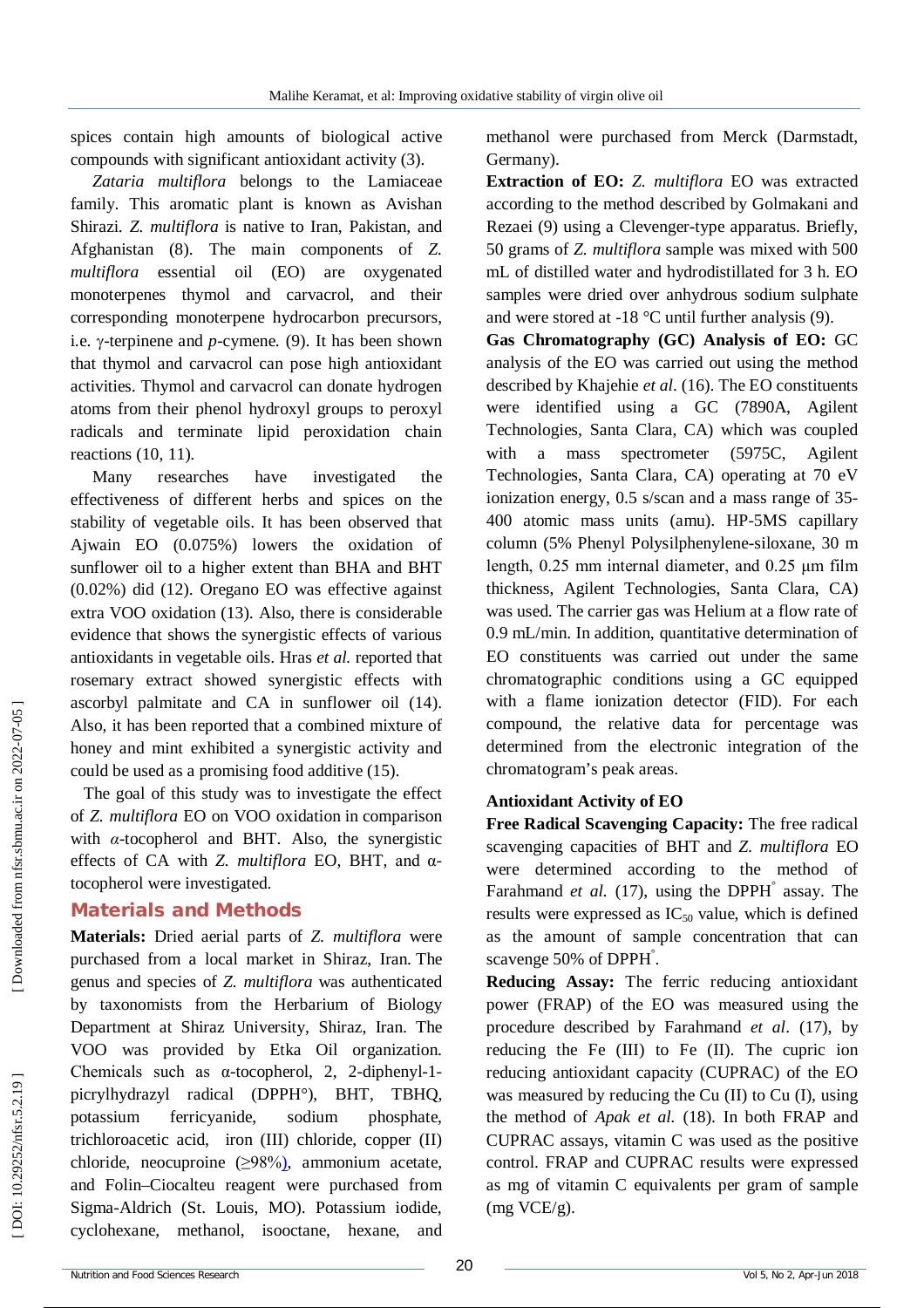spices contain high amounts of biological active compounds with significant antioxidant activity (3).

*Zataria multiflora* belongs to the Lamiaceae family. This aromatic plant is known as Avishan Shirazi. *Z. multiflora* is native to Iran, Pakistan, and Afghanistan (8). The main components of *Z. multiflora* essential oil (EO) are oxygenated monoterpenes thymol and carvacrol, and their corresponding monoterpene hydrocarbon precursors, i.e. γ-terpinene and *p*-cymene. (9). It has been shown that thymol and carvacrol can pose high antioxidant activities. Thymol and carvacrol can donate hydrogen atoms from their phenol hydroxyl groups to peroxyl radicals and terminate lipid peroxidation chain reactions (10, 11).

Many researches have investigated the effectiveness of different herbs and spices on the stability of vegetable oils. It has been observed that Ajwain EO (0.075%) lowers the oxidation of sunflower oil to a higher extent than BHA and BHT (0.02%) did (12). Oregano EO was effective against extra VOO oxidation (13). Also, there is considerable evidence that shows the synergistic effects of various antioxidants in vegetable oils. Hras *et al.* reported that rosemary extract showed synergistic effects with ascorbyl palmitate and CA in sunflower oil (14). Also, it has been reported that a combined mixture of honey and mint exhibited a synergistic activity and could be used as a promising food additive (15).

The goal of this study was to investigate the effect of *Z. multiflora* EO on VOO oxidation in comparison with *α*-tocopherol and BHT. Also, the synergistic effects of CA with *Z. multiflora* EO, BHT, and α-tocopherol were investigated.

## Materials and Methods

**Materials:** Dried aerial parts of *Z. multiflora* were purchased from a local market in Shiraz, Iran. The genus and species of *Z. multiflora* was authenticated by taxonomists from the Herbarium of Biology Department at Shiraz University, Shiraz, Iran. The VOO was provided by Etka Oil organization. Chemicals such as α-tocopherol, 2, 2-diphenyl-1-picrylhydrazyl radical (DPPH°), BHT, TBHQ, potassium ferricyanide, sodium phosphate, trichloroacetic acid, iron (III) chloride, copper (II) chloride, neocuproine (≥98%), ammonium acetate, and Folin–Ciocalteu reagent were purchased from Sigma-Aldrich (St. Louis, MO). Potassium iodide, cyclohexane, methanol, isooctane, hexane, and methanol were purchased from Merck (Darmstadt, Germany).

**Extraction of EO:** *Z. multiflora* EO was extracted according to the method described by Golmakani and Rezaei (9) using a Clevenger-type apparatus. Briefly, 50 grams of *Z. multiflora* sample was mixed with 500 mL of distilled water and hydrodistillated for 3 h. EO samples were dried over anhydrous sodium sulphate and were stored at -18 °C until further analysis (9).

**Gas Chromatography (GC) Analysis of EO:** GC analysis of the EO was carried out using the method described by Khajehie *et al*. (16). The EO constituents were identified using a GC (7890A, Agilent Technologies, Santa Clara, CA) which was coupled with a mass spectrometer (5975C, Agilent Technologies, Santa Clara, CA) operating at 70 eV ionization energy, 0.5 s/scan and a mass range of 35-400 atomic mass units (amu). HP-5MS capillary column (5% Phenyl Polysilphenylene-siloxane, 30 m length, 0.25 mm internal diameter, and 0.25 μm film thickness, Agilent Technologies, Santa Clara, CA) was used. The carrier gas was Helium at a flow rate of 0.9 mL/min. In addition, quantitative determination of EO constituents was carried out under the same chromatographic conditions using a GC equipped with a flame ionization detector (FID). For each compound, the relative data for percentage was determined from the electronic integration of the chromatogram's peak areas.

### Antioxidant Activity of EO

**Free Radical Scavenging Capacity:** The free radical scavenging capacities of BHT and *Z. multiflora* EO were determined according to the method of Farahmand *et al.* (17), using the DPPH° assay. The results were expressed as $IC_{50}$ value, which is defined as the amount of sample concentration that can scavenge 50% of DPPH°.

**Reducing Assay:** The ferric reducing antioxidant power (FRAP) of the EO was measured using the procedure described by Farahmand *et al*. (17), by reducing the Fe (III) to Fe (II). The cupric ion reducing antioxidant capacity (CUPRAC) of the EO was measured by reducing the Cu (II) to Cu (I), using the method of *Apak et al.* (18). In both FRAP and CUPRAC assays, vitamin C was used as the positive control. FRAP and CUPRAC results were expressed as mg of vitamin C equivalents per gram of sample (mg VCE/g).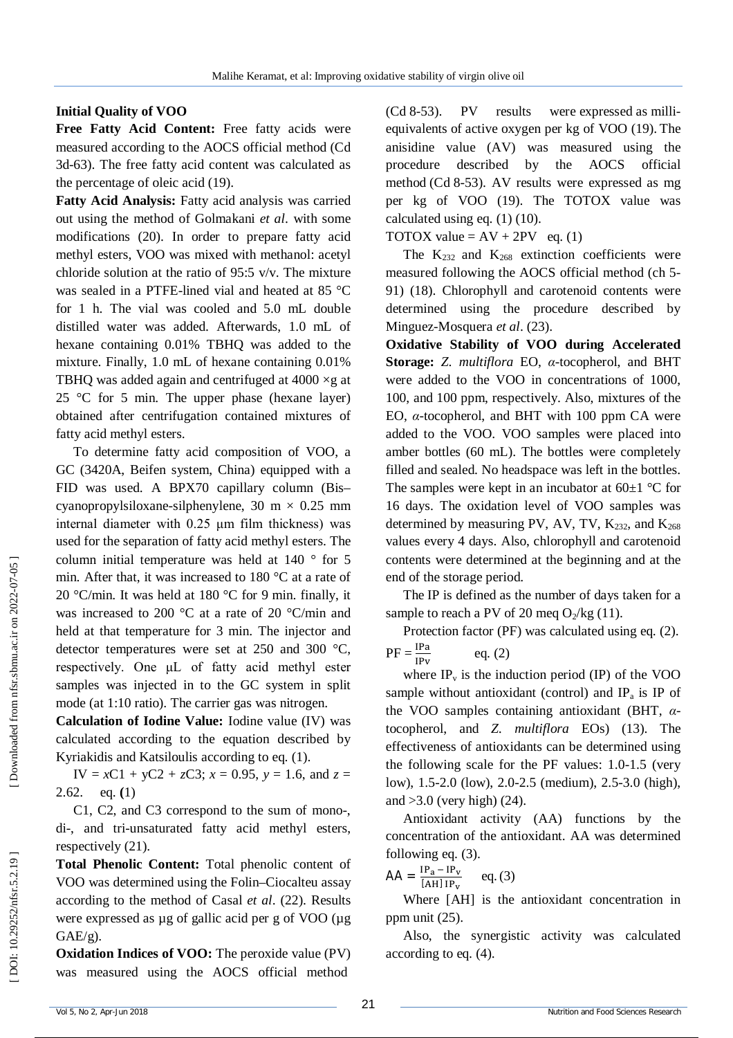### Initial Quality of VOO

**Free Fatty Acid Content:** Free fatty acids were measured according to the AOCS official method (Cd 3d-63). The free fatty acid content was calculated as the percentage of oleic acid (19).

**Fatty Acid Analysis:** Fatty acid analysis was carried out using the method of Golmakani *et al*. with some modifications (20). In order to prepare fatty acid methyl esters, VOO was mixed with methanol: acetyl chloride solution at the ratio of 95:5 v/v. The mixture was sealed in a PTFE-lined vial and heated at 85 °C for 1 h. The vial was cooled and 5.0 mL double distilled water was added. Afterwards, 1.0 mL of hexane containing 0.01% TBHQ was added to the mixture. Finally, 1.0 mL of hexane containing 0.01% TBHQ was added again and centrifuged at 4000 ×g at 25 °C for 5 min. The upper phase (hexane layer) obtained after centrifugation contained mixtures of fatty acid methyl esters.

To determine fatty acid composition of VOO, a GC (3420A, Beifen system, China) equipped with a FID was used. A BPX70 capillary column (Bis–cyanopropylsiloxane-silphenylene, 30 m × 0.25 mm internal diameter with 0.25 µm film thickness) was used for the separation of fatty acid methyl esters. The column initial temperature was held at 140 ° for 5 min. After that, it was increased to 180 °C at a rate of 20 °C/min. It was held at 180 °C for 9 min. finally, it was increased to 200 °C at a rate of 20 °C/min and held at that temperature for 3 min. The injector and detector temperatures were set at 250 and 300 °C, respectively. One µL of fatty acid methyl ester samples was injected in to the GC system in split mode (at 1:10 ratio). The carrier gas was nitrogen.

**Calculation of Iodine Value:** Iodine value (IV) was calculated according to the equation described by Kyriakidis and Katsiloulis according to eq. (1).

$IV = xC1 + yC2 + zC3$; $x = 0.95$, $y = 1.6$, and $z = 2.62$.    eq. (1)

C1, C2, and C3 correspond to the sum of mono-, di-, and tri-unsaturated fatty acid methyl esters, respectively (21).

**Total Phenolic Content:** Total phenolic content of VOO was determined using the Folin–Ciocalteu assay according to the method of Casal *et al*. (22). Results were expressed as µg of gallic acid per g of VOO (µg GAE/g).

**Oxidation Indices of VOO:** The peroxide value (PV) was measured using the AOCS official method (Cd 8-53). PV results were expressed as milli-equivalents of active oxygen per kg of VOO (19). The anisidine value (AV) was measured using the procedure described by the AOCS official method (Cd 8-53). AV results were expressed as mg per kg of VOO (19). The TOTOX value was calculated using eq. (1) (10).

$$\text{TOTOX value} = AV + 2PV \quad \text{eq. (1)}$$

The $K_{232}$ and $K_{268}$ extinction coefficients were measured following the AOCS official method (ch 5-91) (18). Chlorophyll and carotenoid contents were determined using the procedure described by Minguez-Mosquera *et al*. (23).

**Oxidative Stability of VOO during Accelerated Storage:** *Z. multiflora* EO, *α*-tocopherol, and BHT were added to the VOO in concentrations of 1000, 100, and 100 ppm, respectively. Also, mixtures of the EO, *α*-tocopherol, and BHT with 100 ppm CA were added to the VOO. VOO samples were placed into amber bottles (60 mL). The bottles were completely filled and sealed. No headspace was left in the bottles. The samples were kept in an incubator at 60±1 °C for 16 days. The oxidation level of VOO samples was determined by measuring PV, AV, TV, $K_{232}$, and $K_{268}$ values every 4 days. Also, chlorophyll and carotenoid contents were determined at the beginning and at the end of the storage period.

The IP is defined as the number of days taken for a sample to reach a PV of 20 meq $O_2$/kg (11).

Protection factor (PF) was calculated using eq. (2).

$$PF = \frac{IPa}{IPv} \quad \text{eq. (2)}$$

where $IP_v$ is the induction period (IP) of the VOO sample without antioxidant (control) and $IP_a$ is IP of the VOO samples containing antioxidant (BHT, *α*-tocopherol, and *Z. multiflora* EOs) (13). The effectiveness of antioxidants can be determined using the following scale for the PF values: 1.0-1.5 (very low), 1.5-2.0 (low), 2.0-2.5 (medium), 2.5-3.0 (high), and >3.0 (very high) (24).

Antioxidant activity (AA) functions by the concentration of the antioxidant. AA was determined following eq. (3).

$$AA = \frac{IP_a - IP_v}{[AH]\, IP_v} \quad \text{eq. (3)}$$

Where [AH] is the antioxidant concentration in ppm unit (25).

Also, the synergistic activity was calculated according to eq. (4).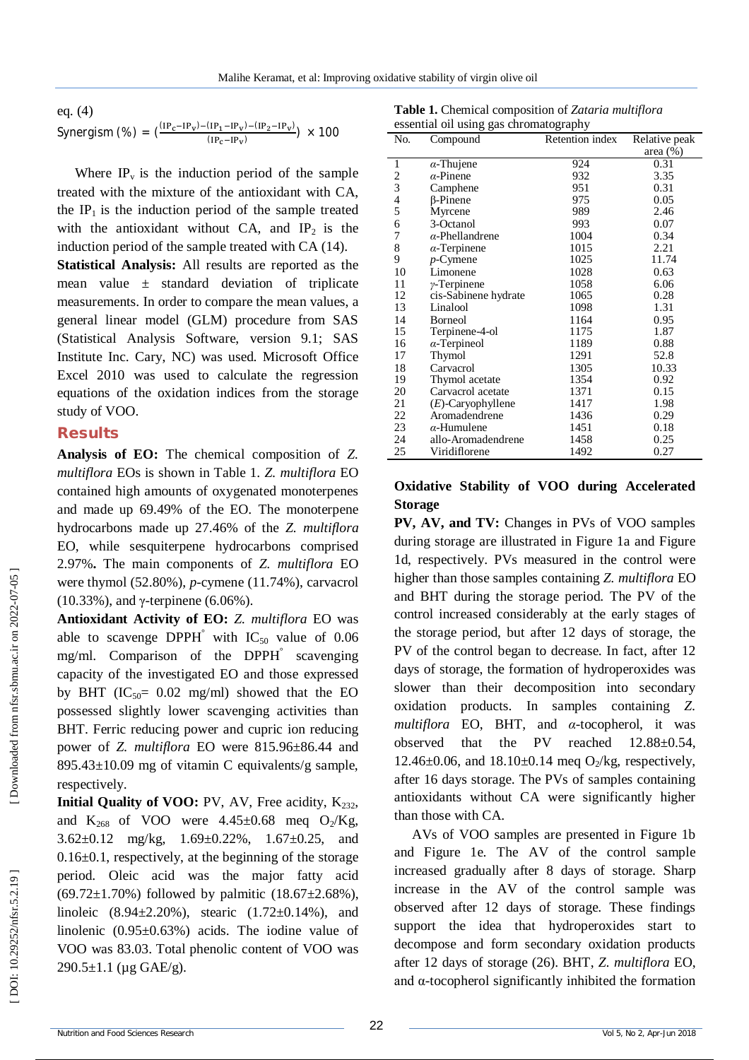eq. (4)

$$\text{Synergism}\ (\%) = \left(\frac{(IP_c - IP_v) - (IP_1 - IP_v) - (IP_2 - IP_v)}{(IP_c - IP_v)}\right) \times 100$$

Where $IP_v$ is the induction period of the sample treated with the mixture of the antioxidant with CA, the $IP_1$ is the induction period of the sample treated with the antioxidant without CA, and $IP_2$ is the induction period of the sample treated with CA (14).

**Statistical Analysis:** All results are reported as the mean value ± standard deviation of triplicate measurements. In order to compare the mean values, a general linear model (GLM) procedure from SAS (Statistical Analysis Software, version 9.1; SAS Institute Inc. Cary, NC) was used. Microsoft Office Excel 2010 was used to calculate the regression equations of the oxidation indices from the storage study of VOO.

## Results

**Analysis of EO:** The chemical composition of *Z. multiflora* EOs is shown in Table 1. *Z. multiflora* EO contained high amounts of oxygenated monoterpenes and made up 69.49% of the EO. The monoterpene hydrocarbons made up 27.46% of the *Z. multiflora* EO, while sesquiterpene hydrocarbons comprised 2.97%**.** The main components of *Z. multiflora* EO were thymol (52.80%), *p*-cymene (11.74%), carvacrol (10.33%), and γ-terpinene (6.06%).

**Antioxidant Activity of EO:** *Z. multiflora* EO was able to scavenge DPPH° with $IC_{50}$ value of 0.06 mg/ml. Comparison of the DPPH° scavenging capacity of the investigated EO and those expressed by BHT ($IC_{50}$= 0.02 mg/ml) showed that the EO possessed slightly lower scavenging activities than BHT. Ferric reducing power and cupric ion reducing power of *Z. multiflora* EO were 815.96±86.44 and 895.43±10.09 mg of vitamin C equivalents/g sample, respectively.

**Initial Quality of VOO:** PV, AV, Free acidity, $K_{232}$, and $K_{268}$ of VOO were 4.45±0.68 meq $O_2$/Kg, 3.62±0.12 mg/kg, 1.69±0.22%, 1.67±0.25, and 0.16±0.1, respectively, at the beginning of the storage period. Oleic acid was the major fatty acid (69.72±1.70%) followed by palmitic (18.67±2.68%), linoleic (8.94±2.20%), stearic (1.72±0.14%), and linolenic (0.95±0.63%) acids. The iodine value of VOO was 83.03. Total phenolic content of VOO was 290.5±1.1 (μg GAE/g).

**Table 1.** Chemical composition of *Zataria multiflora* essential oil using gas chromatography

| No. | Compound | Retention index | Relative peak area (%) |
|---|---|---|---|
| 1 | *α*-Thujene | 924 | 0.31 |
| 2 | *α*-Pinene | 932 | 3.35 |
| 3 | Camphene | 951 | 0.31 |
| 4 | β-Pinene | 975 | 0.05 |
| 5 | Myrcene | 989 | 2.46 |
| 6 | 3-Octanol | 993 | 0.07 |
| 7 | *α*-Phellandrene | 1004 | 0.34 |
| 8 | *α*-Terpinene | 1015 | 2.21 |
| 9 | *p*-Cymene | 1025 | 11.74 |
| 10 | Limonene | 1028 | 0.63 |
| 11 | *γ*-Terpinene | 1058 | 6.06 |
| 12 | cis-Sabinene hydrate | 1065 | 0.28 |
| 13 | Linalool | 1098 | 1.31 |
| 14 | Borneol | 1164 | 0.95 |
| 15 | Terpinene-4-ol | 1175 | 1.87 |
| 16 | *α*-Terpineol | 1189 | 0.88 |
| 17 | Thymol | 1291 | 52.8 |
| 18 | Carvacrol | 1305 | 10.33 |
| 19 | Thymol acetate | 1354 | 0.92 |
| 20 | Carvacrol acetate | 1371 | 0.15 |
| 21 | (*E*)-Caryophyllene | 1417 | 1.98 |
| 22 | Aromadendrene | 1436 | 0.29 |
| 23 | *α*-Humulene | 1451 | 0.18 |
| 24 | allo-Aromadendrene | 1458 | 0.25 |
| 25 | Viridiflorene | 1492 | 0.27 |

### Oxidative Stability of VOO during Accelerated Storage

**PV, AV, and TV:** Changes in PVs of VOO samples during storage are illustrated in Figure 1a and Figure 1d, respectively. PVs measured in the control were higher than those samples containing *Z. multiflora* EO and BHT during the storage period. The PV of the control increased considerably at the early stages of the storage period, but after 12 days of storage, the PV of the control began to decrease. In fact, after 12 days of storage, the formation of hydroperoxides was slower than their decomposition into secondary oxidation products. In samples containing *Z. multiflora* EO, BHT, and *α*-tocopherol, it was observed that the PV reached 12.88±0.54, 12.46±0.06, and 18.10±0.14 meq $O_2$/kg, respectively, after 16 days storage. The PVs of samples containing antioxidants without CA were significantly higher than those with CA.

AVs of VOO samples are presented in Figure 1b and Figure 1e. The AV of the control sample increased gradually after 8 days of storage. Sharp increase in the AV of the control sample was observed after 12 days of storage. These findings support the idea that hydroperoxides start to decompose and form secondary oxidation products after 12 days of storage (26). BHT, *Z. multiflora* EO, and α-tocopherol significantly inhibited the formation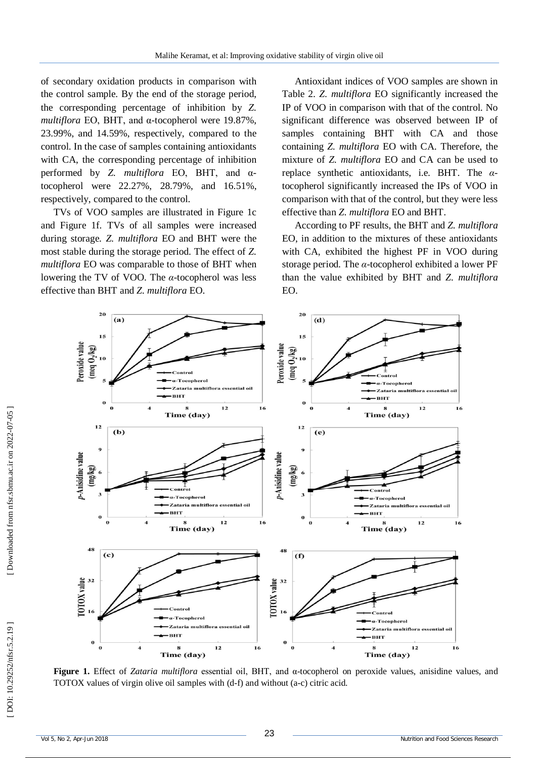of secondary oxidation products in comparison with the control sample. By the end of the storage period, the corresponding percentage of inhibition by *Z. multiflora* EO, BHT, and α-tocopherol were 19.87%, 23.99%, and 14.59%, respectively, compared to the control. In the case of samples containing antioxidants with CA, the corresponding percentage of inhibition performed by *Z. multiflora* EO, BHT, and α-tocopherol were 22.27%, 28.79%, and 16.51%, respectively, compared to the control.

TVs of VOO samples are illustrated in Figure 1c and Figure 1f. TVs of all samples were increased during storage. *Z. multiflora* EO and BHT were the most stable during the storage period. The effect of *Z. multiflora* EO was comparable to those of BHT when lowering the TV of VOO. The *α*-tocopherol was less effective than BHT and *Z. multiflora* EO.

Antioxidant indices of VOO samples are shown in Table 2. *Z. multiflora* EO significantly increased the IP of VOO in comparison with that of the control. No significant difference was observed between IP of samples containing BHT with CA and those containing *Z. multiflora* EO with CA. Therefore, the mixture of *Z. multiflora* EO and CA can be used to replace synthetic antioxidants, i.e. BHT. The *α*-tocopherol significantly increased the IPs of VOO in comparison with that of the control, but they were less effective than *Z. multiflora* EO and BHT.

According to PF results, the BHT and *Z. multiflora* EO, in addition to the mixtures of these antioxidants with CA, exhibited the highest PF in VOO during storage period. The *α*-tocopherol exhibited a lower PF than the value exhibited by BHT and *Z. multiflora* EO.

**Figure 1.** Effect of *Zataria multiflora* essential oil, BHT, and α-tocopherol on peroxide values, anisidine values, and TOTOX values of virgin olive oil samples with (d-f) and without (a-c) citric acid.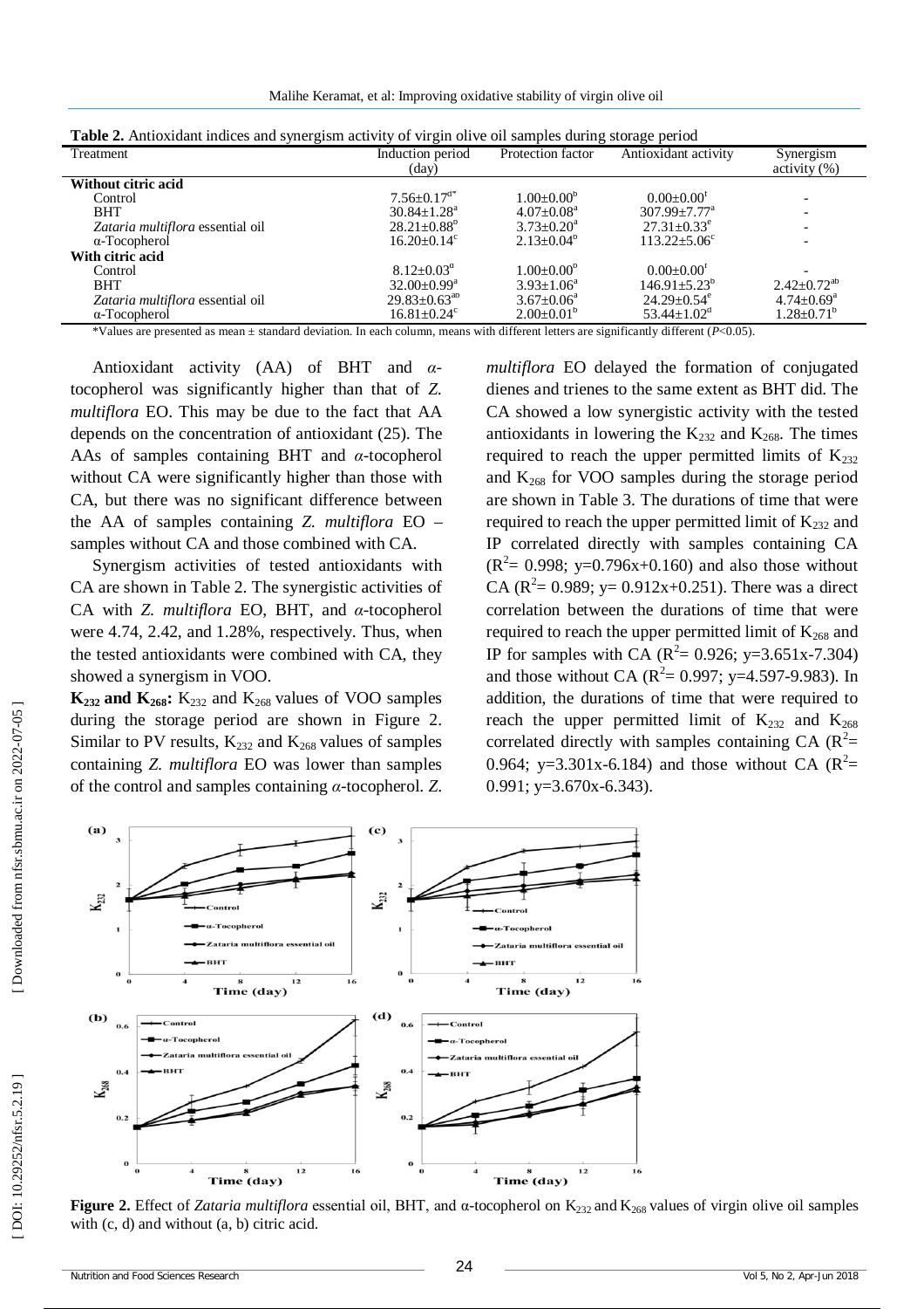**Table 2.** Antioxidant indices and synergism activity of virgin olive oil samples during storage period

| Treatment | Induction period (day) | Protection factor | Antioxidant activity | Synergism activity (%) |
|---|---|---|---|---|
| **Without citric acid** | | | | |
| Control | 7.56±0.17[d*] | 1.00±0.00[b] | 0.00±0.00[f] | - |
| BHT | 30.84±1.28[a] | 4.07±0.08[a] | 307.99±7.77[a] | - |
| *Zataria multiflora* essential oil | 28.21±0.88[b] | 3.73±0.20[a] | 27.31±0.33[e] | - |
| α-Tocopherol | 16.20±0.14[c] | 2.13±0.04[b] | 113.22±5.06[c] | - |
| **With citric acid** | | | | |
| Control | 8.12±0.03[d] | 1.00±0.00[b] | 0.00±0.00[f] | - |
| BHT | 32.00±0.99[a] | 3.93±1.06[a] | 146.91±5.23[b] | 2.42±0.72[ab] |
| *Zataria multiflora* essential oil | 29.83±0.63[ab] | 3.67±0.06[a] | 24.29±0.54[e] | 4.74±0.69[a] |
| α-Tocopherol | 16.81±0.24[c] | 2.00±0.01[b] | 53.44±1.02[d] | 1.28±0.71[b] |

*Values are presented as mean ± standard deviation. In each column, means with different letters are significantly different ($P<0.05$).

Antioxidant activity (AA) of BHT and *α*-tocopherol was significantly higher than that of *Z. multiflora* EO. This may be due to the fact that AA depends on the concentration of antioxidant (25). The AAs of samples containing BHT and *α*-tocopherol without CA were significantly higher than those with CA, but there was no significant difference between the AA of samples containing *Z. multiflora* EO – samples without CA and those combined with CA.

Synergism activities of tested antioxidants with CA are shown in Table 2. The synergistic activities of CA with *Z. multiflora* EO, BHT, and *α*-tocopherol were 4.74, 2.42, and 1.28%, respectively. Thus, when the tested antioxidants were combined with CA, they showed a synergism in VOO.

**$K_{232}$ and $K_{268}$:** $K_{232}$ and $K_{268}$ values of VOO samples during the storage period are shown in Figure 2. Similar to PV results, $K_{232}$ and $K_{268}$ values of samples containing *Z. multiflora* EO was lower than samples of the control and samples containing *α*-tocopherol. *Z. multiflora* EO delayed the formation of conjugated dienes and trienes to the same extent as BHT did. The CA showed a low synergistic activity with the tested antioxidants in lowering the $K_{232}$ and $K_{268}$. The times required to reach the upper permitted limits of $K_{232}$ and $K_{268}$ for VOO samples during the storage period are shown in Table 3. The durations of time that were required to reach the upper permitted limit of $K_{232}$ and IP correlated directly with samples containing CA ($R^2$= 0.998; y=0.796x+0.160) and also those without CA ($R^2$= 0.989; y= 0.912x+0.251). There was a direct correlation between the durations of time that were required to reach the upper permitted limit of $K_{268}$ and IP for samples with CA ($R^2$= 0.926; y=3.651x-7.304) and those without CA ($R^2$= 0.997; y=4.597-9.983). In addition, the durations of time that were required to reach the upper permitted limit of $K_{232}$ and $K_{268}$ correlated directly with samples containing CA ($R^2$= 0.964; y=3.301x-6.184) and those without CA ($R^2$= 0.991; y=3.670x-6.343).

**Figure 2.** Effect of *Zataria multiflora* essential oil, BHT, and α-tocopherol on $K_{232}$ and $K_{268}$ values of virgin olive oil samples with (c, d) and without (a, b) citric acid.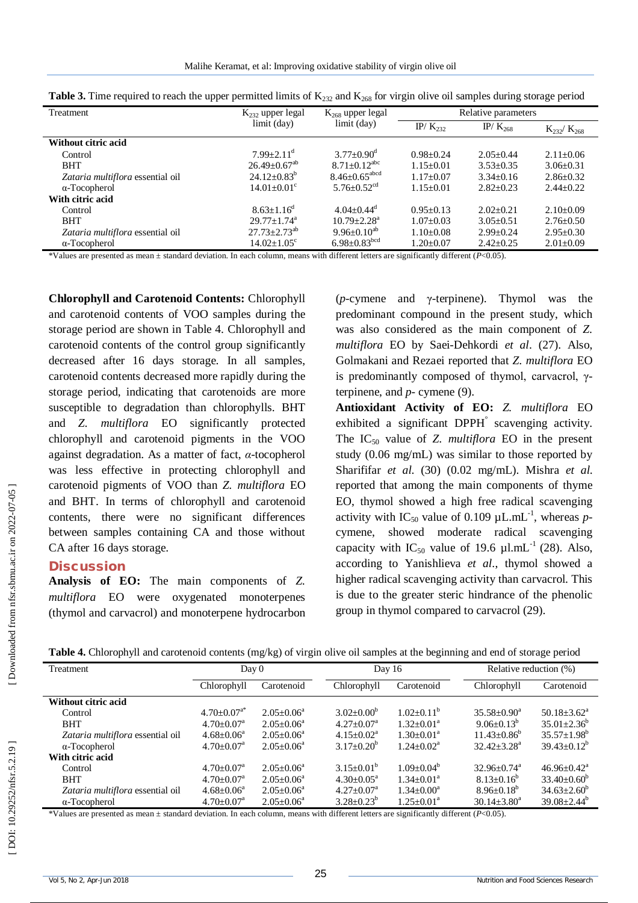**Table 3.** Time required to reach the upper permitted limits of $K_{232}$ and $K_{268}$ for virgin olive oil samples during storage period

| Treatment | $K_{232}$ upper legal limit (day) | $K_{268}$ upper legal limit (day) | Relative parameters | | |
|---|---|---|---|---|---|
| | | | IP/ $K_{232}$ | IP/ $K_{268}$ | $K_{232}$/ $K_{268}$ |
| **Without citric acid** | | | | | |
| Control | 7.99±2.11[d] | 3.77±0.90[d] | 0.98±0.24 | 2.05±0.44 | 2.11±0.06 |
| BHT | 26.49±0.67[ab] | 8.71±0.12[abc] | 1.15±0.01 | 3.53±0.35 | 3.06±0.31 |
| *Zataria multiflora* essential oil | 24.12±0.83[b] | 8.46±0.65[abcd] | 1.17±0.07 | 3.34±0.16 | 2.86±0.32 |
| α-Tocopherol | 14.01±0.01[c] | 5.76±0.52[cd] | 1.15±0.01 | 2.82±0.23 | 2.44±0.22 |
| **With citric acid** | | | | | |
| Control | 8.63±1.16[d] | 4.04±0.44[d] | 0.95±0.13 | 2.02±0.21 | 2.10±0.09 |
| BHT | 29.77±1.74[a] | 10.79±2.28[a] | 1.07±0.03 | 3.05±0.51 | 2.76±0.50 |
| *Zataria multiflora* essential oil | 27.73±2.73[ab] | 9.96±0.10[ab] | 1.10±0.08 | 2.99±0.24 | 2.95±0.30 |
| α-Tocopherol | 14.02±1.05[c] | 6.98±0.83[bcd] | 1.20±0.07 | 2.42±0.25 | 2.01±0.09 |

*Values are presented as mean ± standard deviation. In each column, means with different letters are significantly different ($P$<0.05).

**Chlorophyll and Carotenoid Contents:** Chlorophyll and carotenoid contents of VOO samples during the storage period are shown in Table 4. Chlorophyll and carotenoid contents of the control group significantly decreased after 16 days storage. In all samples, carotenoid contents decreased more rapidly during the storage period, indicating that carotenoids are more susceptible to degradation than chlorophylls. BHT and *Z. multiflora* EO significantly protected chlorophyll and carotenoid pigments in the VOO against degradation. As a matter of fact, *α*-tocopherol was less effective in protecting chlorophyll and carotenoid pigments of VOO than *Z. multiflora* EO and BHT. In terms of chlorophyll and carotenoid contents, there were no significant differences between samples containing CA and those without CA after 16 days storage.

## Discussion

**Analysis of EO:** The main components of *Z. multiflora* EO were oxygenated monoterpenes (thymol and carvacrol) and monoterpene hydrocarbon (*p*-cymene and γ-terpinene). Thymol was the predominant compound in the present study, which was also considered as the main component of *Z. multiflora* EO by Saei-Dehkordi *et al*. (27). Also, Golmakani and Rezaei reported that *Z. multiflora* EO is predominantly composed of thymol, carvacrol, γ-terpinene, and *p*- cymene (9).

**Antioxidant Activity of EO:** *Z. multiflora* EO exhibited a significant DPPH° scavenging activity. The $IC_{50}$ value of *Z. multiflora* EO in the present study (0.06 mg/mL) was similar to those reported by Sharififar *et al.* (30) (0.02 mg/mL). Mishra *et al.* reported that among the main components of thyme EO, thymol showed a high free radical scavenging activity with $IC_{50}$ value of 0.109 $\mu L.mL^{-1}$, whereas *p*-cymene, showed moderate radical scavenging capacity with $IC_{50}$ value of 19.6 $\mu l.mL^{-1}$ (28). Also, according to Yanishlieva *et al*., thymol showed a higher radical scavenging activity than carvacrol. This is due to the greater steric hindrance of the phenolic group in thymol compared to carvacrol (29).

**Table 4.** Chlorophyll and carotenoid contents (mg/kg) of virgin olive oil samples at the beginning and end of storage period

| Treatment | Day 0 | | Day 16 | | Relative reduction (%) | |
|---|---|---|---|---|---|---|
| | Chlorophyll | Carotenoid | Chlorophyll | Carotenoid | Chlorophyll | Carotenoid |
| **Without citric acid** | | | | | | |
| Control | 4.70±0.07[a*] | 2.05±0.06[a] | 3.02±0.00[b] | 1.02±0.11[b] | 35.58±0.90[a] | 50.18±3.62[a] |
| BHT | 4.70±0.07[a] | 2.05±0.06[a] | 4.27±0.07[a] | 1.32±0.01[a] | 9.06±0.13[b] | 35.01±2.36[b] |
| *Zataria multiflora* essential oil | 4.68±0.06[a] | 2.05±0.06[a] | 4.15±0.02[a] | 1.30±0.01[a] | 11.43±0.86[b] | 35.57±1.98[b] |
| α-Tocopherol | 4.70±0.07[a] | 2.05±0.06[a] | 3.17±0.20[b] | 1.24±0.02[a] | 32.42±3.28[a] | 39.43±0.12[b] |
| **With citric acid** | | | | | | |
| Control | 4.70±0.07[a] | 2.05±0.06[a] | 3.15±0.01[b] | 1.09±0.04[b] | 32.96±0.74[a] | 46.96±0.42[a] |
| BHT | 4.70±0.07[a] | 2.05±0.06[a] | 4.30±0.05[a] | 1.34±0.01[a] | 8.13±0.16[b] | 33.40±0.60[b] |
| *Zataria multiflora* essential oil | 4.68±0.06[a] | 2.05±0.06[a] | 4.27±0.07[a] | 1.34±0.00[a] | 8.96±0.18[b] | 34.63±2.60[b] |
| α-Tocopherol | 4.70±0.07[a] | 2.05±0.06[a] | 3.28±0.23[b] | 1.25±0.01[a] | 30.14±3.80[a] | 39.08±2.44[b] |

*Values are presented as mean ± standard deviation. In each column, means with different letters are significantly different ($P$<0.05).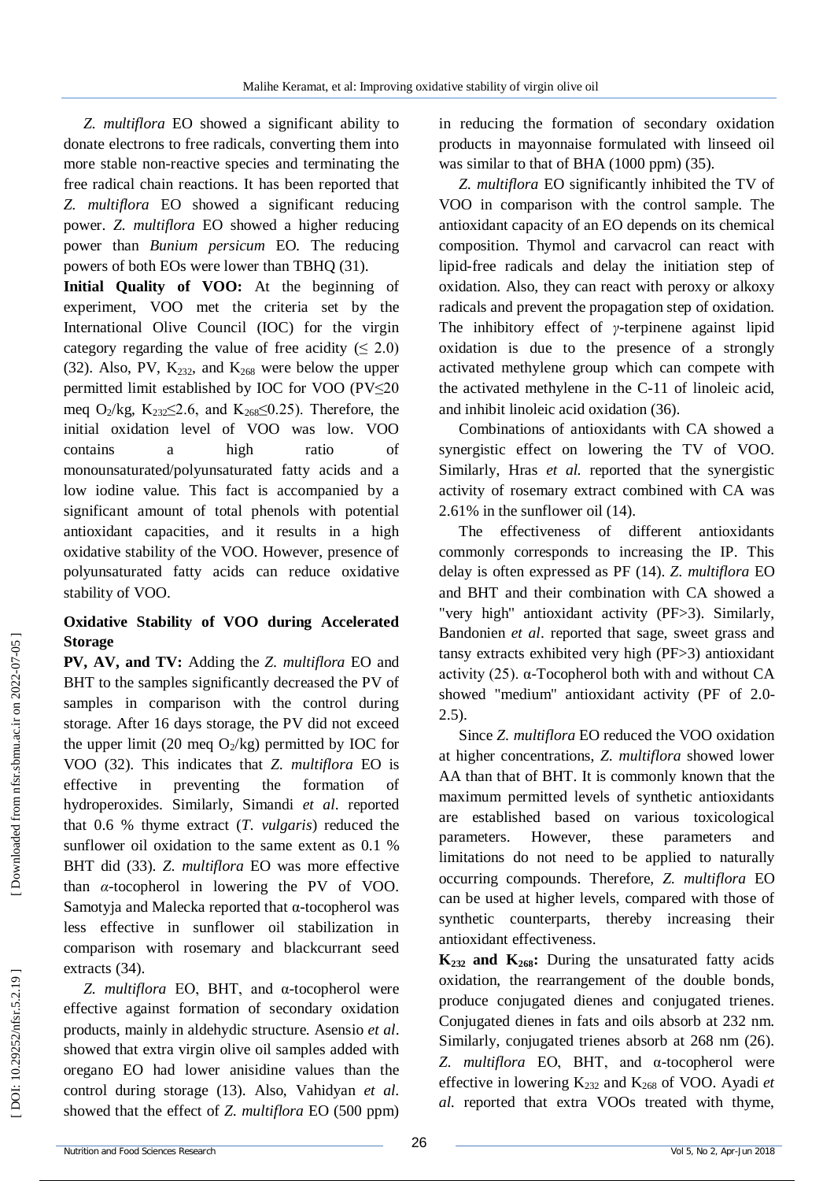*Z. multiflora* EO showed a significant ability to donate electrons to free radicals, converting them into more stable non-reactive species and terminating the free radical chain reactions. It has been reported that *Z. multiflora* EO showed a significant reducing power. *Z. multiflora* EO showed a higher reducing power than *Bunium persicum* EO. The reducing powers of both EOs were lower than TBHQ (31).

**Initial Quality of VOO:** At the beginning of experiment, VOO met the criteria set by the International Olive Council (IOC) for the virgin category regarding the value of free acidity ($\leq 2.0$) (32). Also, PV, $K_{232}$, and $K_{268}$ were below the upper permitted limit established by IOC for VOO (PV≤20 meq $O_2$/kg, $K_{232} \leq 2.6$, and $K_{268} \leq 0.25$). Therefore, the initial oxidation level of VOO was low. VOO contains a high ratio of monounsaturated/polyunsaturated fatty acids and a low iodine value. This fact is accompanied by a significant amount of total phenols with potential antioxidant capacities, and it results in a high oxidative stability of the VOO. However, presence of polyunsaturated fatty acids can reduce oxidative stability of VOO.

### Oxidative Stability of VOO during Accelerated Storage

**PV, AV, and TV:** Adding the *Z. multiflora* EO and BHT to the samples significantly decreased the PV of samples in comparison with the control during storage. After 16 days storage, the PV did not exceed the upper limit (20 meq $O_2$/kg) permitted by IOC for VOO (32). This indicates that *Z. multiflora* EO is effective in preventing the formation of hydroperoxides. Similarly, Simandi *et al*. reported that 0.6 % thyme extract (*T. vulgaris*) reduced the sunflower oil oxidation to the same extent as 0.1 % BHT did (33). *Z. multiflora* EO was more effective than *α*-tocopherol in lowering the PV of VOO. Samotyja and Malecka reported that α-tocopherol was less effective in sunflower oil stabilization in comparison with rosemary and blackcurrant seed extracts (34).

*Z. multiflora* EO, BHT, and α-tocopherol were effective against formation of secondary oxidation products, mainly in aldehydic structure. Asensio *et al*. showed that extra virgin olive oil samples added with oregano EO had lower anisidine values than the control during storage (13). Also, Vahidyan *et al*. showed that the effect of *Z. multiflora* EO (500 ppm) in reducing the formation of secondary oxidation products in mayonnaise formulated with linseed oil was similar to that of BHA (1000 ppm) (35).

*Z. multiflora* EO significantly inhibited the TV of VOO in comparison with the control sample. The antioxidant capacity of an EO depends on its chemical composition. Thymol and carvacrol can react with lipid-free radicals and delay the initiation step of oxidation. Also, they can react with peroxy or alkoxy radicals and prevent the propagation step of oxidation. The inhibitory effect of *γ*-terpinene against lipid oxidation is due to the presence of a strongly activated methylene group which can compete with the activated methylene in the C-11 of linoleic acid, and inhibit linoleic acid oxidation (36).

Combinations of antioxidants with CA showed a synergistic effect on lowering the TV of VOO. Similarly, Hras *et al.* reported that the synergistic activity of rosemary extract combined with CA was 2.61% in the sunflower oil (14).

The effectiveness of different antioxidants commonly corresponds to increasing the IP. This delay is often expressed as PF (14). *Z. multiflora* EO and BHT and their combination with CA showed a "very high" antioxidant activity (PF>3). Similarly, Bandonien *et al*. reported that sage, sweet grass and tansy extracts exhibited very high (PF>3) antioxidant activity (25). α-Tocopherol both with and without CA showed "medium" antioxidant activity (PF of 2.0-2.5).

Since *Z. multiflora* EO reduced the VOO oxidation at higher concentrations, *Z. multiflora* showed lower AA than that of BHT. It is commonly known that the maximum permitted levels of synthetic antioxidants are established based on various toxicological parameters. However, these parameters and limitations do not need to be applied to naturally occurring compounds. Therefore, *Z. multiflora* EO can be used at higher levels, compared with those of synthetic counterparts, thereby increasing their antioxidant effectiveness.

**$K_{232}$ and $K_{268}$:** During the unsaturated fatty acids oxidation, the rearrangement of the double bonds, produce conjugated dienes and conjugated trienes. Conjugated dienes in fats and oils absorb at 232 nm. Similarly, conjugated trienes absorb at 268 nm (26). *Z. multiflora* EO, BHT, and α-tocopherol were effective in lowering $K_{232}$ and $K_{268}$ of VOO. Ayadi *et al.* reported that extra VOOs treated with thyme,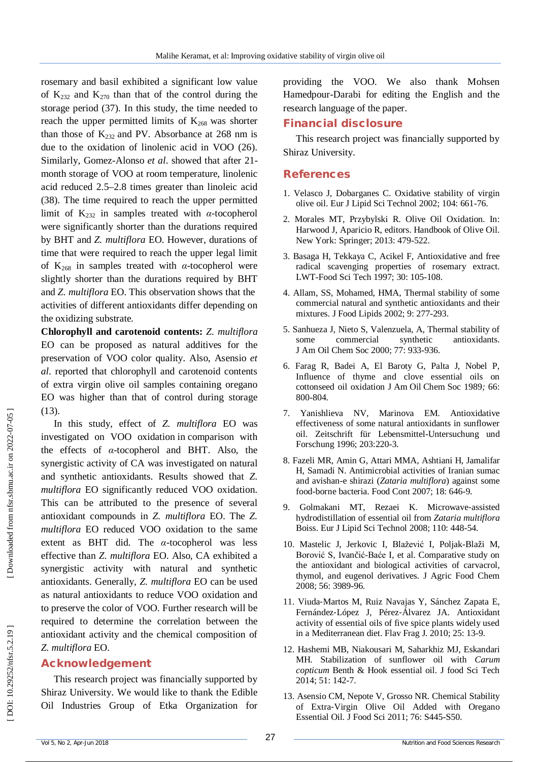rosemary and basil exhibited a significant low value of $K_{232}$ and $K_{270}$ than that of the control during the storage period (37). In this study, the time needed to reach the upper permitted limits of $K_{268}$ was shorter than those of $K_{232}$ and PV. Absorbance at 268 nm is due to the oxidation of linolenic acid in VOO (26). Similarly, Gomez-Alonso *et al*. showed that after 21-month storage of VOO at room temperature, linolenic acid reduced 2.5–2.8 times greater than linoleic acid (38). The time required to reach the upper permitted limit of $K_{232}$ in samples treated with *α*-tocopherol were significantly shorter than the durations required by BHT and *Z. multiflora* EO. However, durations of time that were required to reach the upper legal limit of $K_{268}$ in samples treated with *α*-tocopherol were slightly shorter than the durations required by BHT and *Z. multiflora* EO. This observation shows that the activities of different antioxidants differ depending on the oxidizing substrate.

**Chlorophyll and carotenoid contents:** *Z. multiflora* EO can be proposed as natural additives for the preservation of VOO color quality. Also, Asensio *et al*. reported that chlorophyll and carotenoid contents of extra virgin olive oil samples containing oregano EO was higher than that of control during storage (13).

In this study, effect of *Z. multiflora* EO was investigated on VOO oxidation in comparison with the effects of *α*-tocopherol and BHT. Also, the synergistic activity of CA was investigated on natural and synthetic antioxidants. Results showed that *Z. multiflora* EO significantly reduced VOO oxidation. This can be attributed to the presence of several antioxidant compounds in *Z. multiflora* EO. The *Z. multiflora* EO reduced VOO oxidation to the same extent as BHT did. The *α*-tocopherol was less effective than *Z. multiflora* EO. Also, CA exhibited a synergistic activity with natural and synthetic antioxidants. Generally, *Z. multiflora* EO can be used as natural antioxidants to reduce VOO oxidation and to preserve the color of VOO. Further research will be required to determine the correlation between the antioxidant activity and the chemical composition of *Z. multiflora* EO.

## Acknowledgement

This research project was financially supported by Shiraz University. We would like to thank the Edible Oil Industries Group of Etka Organization for providing the VOO. We also thank Mohsen Hamedpour-Darabi for editing the English and the research language of the paper.

## Financial disclosure

This research project was financially supported by Shiraz University.

## References

1. Velasco J, Dobarganes C. Oxidative stability of virgin olive oil. Eur J Lipid Sci Technol 2002; 104: 661-76.
2. Morales MT, Przybylski R. Olive Oil Oxidation. In: Harwood J, Aparicio R, editors. Handbook of Olive Oil. New York: Springer; 2013: 479-522.
3. Basaga H, Tekkaya C, Acikel F, Antioxidative and free radical scavenging properties of rosemary extract. LWT-Food Sci Tech 1997; 30: 105-108.
4. Allam, SS, Mohamed, HMA, Thermal stability of some commercial natural and synthetic antioxidants and their mixtures. J Food Lipids 2002; 9: 277-293.
5. Sanhueza J, Nieto S, Valenzuela, A, Thermal stability of some commercial synthetic antioxidants. J Am Oil Chem Soc 2000; 77: 933-936.
6. Farag R, Badei A, El Baroty G, Palta J, Nobel P, Influence of thyme and clove essential oils on cottonseed oil oxidation J Am Oil Chem Soc 1989*;* 66: 800-804.
7. Yanishlieva NV, Marinova EM. Antioxidative effectiveness of some natural antioxidants in sunflower oil. Zeitschrift für Lebensmittel-Untersuchung und Forschung 1996; 203:220-3.
8. Fazeli MR, Amin G, Attari MMA, Ashtiani H, Jamalifar H, Samadi N. Antimicrobial activities of Iranian sumac and avishan-e shirazi (*Zataria multiflora*) against some food-borne bacteria. Food Cont 2007; 18: 646-9.
9. Golmakani MT, Rezaei K. Microwave-assisted hydrodistillation of essential oil from *Zataria multiflora* Boiss. Eur J Lipid Sci Technol 2008; 110: 448-54.
10. Mastelic J, Jerkovic I, Blažević I, Poljak-Blaži M, Borović S, Ivančić-Baće I, et al. Comparative study on the antioxidant and biological activities of carvacrol, thymol, and eugenol derivatives. J Agric Food Chem 2008; 56: 3989-96.
11. Viuda-Martos M, Ruiz Navajas Y, Sánchez Zapata E, Fernández-López J, Pérez-Álvarez JA. Antioxidant activity of essential oils of five spice plants widely used in a Mediterranean diet. Flav Frag J. 2010; 25: 13-9.
12. Hashemi MB, Niakousari M, Saharkhiz MJ, Eskandari MH. Stabilization of sunflower oil with *Carum copticum* Benth & Hook essential oil. J food Sci Tech 2014; 51: 142-7.
13. Asensio CM, Nepote V, Grosso NR. Chemical Stability of Extra-Virgin Olive Oil Added with Oregano Essential Oil. J Food Sci 2011; 76: S445-S50.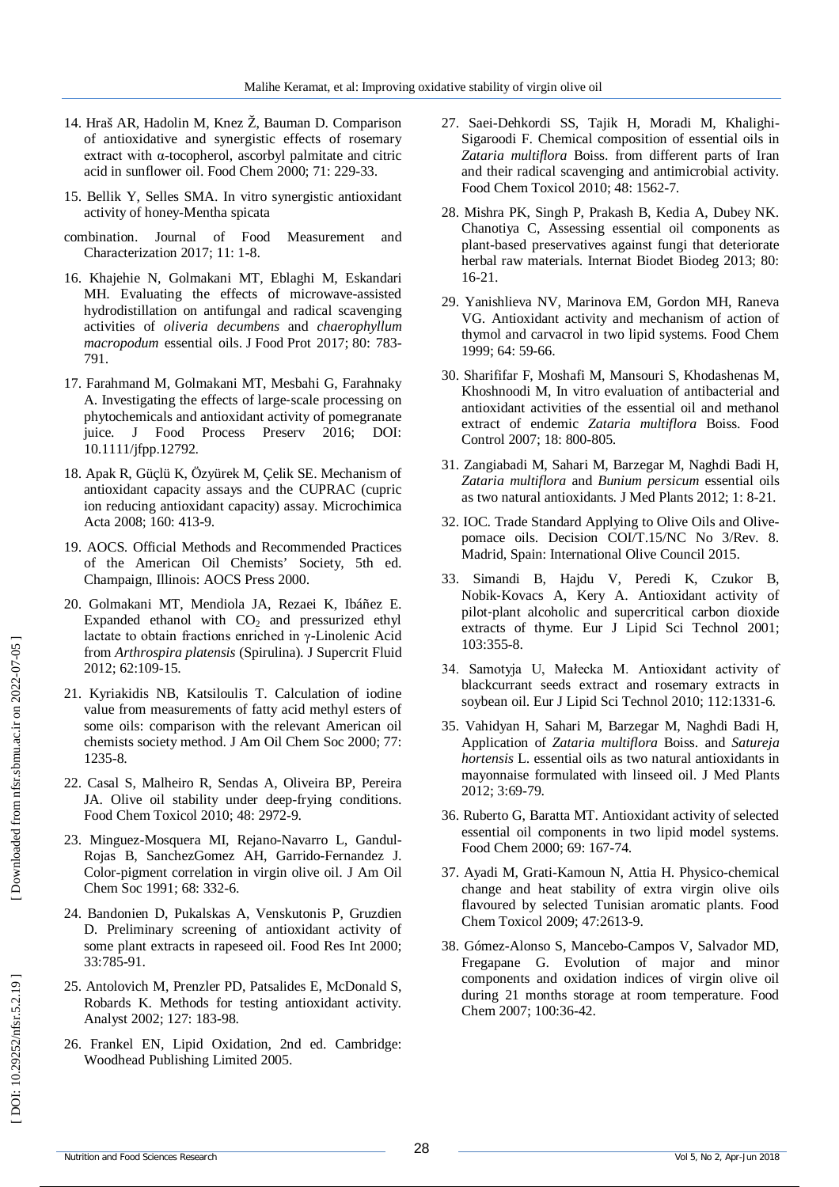14. Hraš AR, Hadolin M, Knez Ž, Bauman D. Comparison of antioxidative and synergistic effects of rosemary extract with α-tocopherol, ascorbyl palmitate and citric acid in sunflower oil. Food Chem 2000; 71: 229-33.

15. Bellik Y, Selles SMA. In vitro synergistic antioxidant activity of honey-Mentha spicata combination. Journal of Food Measurement and Characterization 2017; 11: 1-8.

16. Khajehie N, Golmakani MT, Eblaghi M, Eskandari MH. Evaluating the effects of microwave-assisted hydrodistillation on antifungal and radical scavenging activities of *oliveria decumbens* and *chaerophyllum macropodum* essential oils. J Food Prot 2017; 80: 783-791.

17. Farahmand M, Golmakani MT, Mesbahi G, Farahnaky A. Investigating the effects of large-scale processing on phytochemicals and antioxidant activity of pomegranate juice. J Food Process Preserv 2016; DOI: 10.1111/jfpp.12792.

18. Apak R, Güçlü K, Özyürek M, Çelik SE. Mechanism of antioxidant capacity assays and the CUPRAC (cupric ion reducing antioxidant capacity) assay. Microchimica Acta 2008; 160: 413-9.

19. AOCS. Official Methods and Recommended Practices of the American Oil Chemists' Society, 5th ed. Champaign, Illinois: AOCS Press 2000.

20. Golmakani MT, Mendiola JA, Rezaei K, Ibáñez E. Expanded ethanol with $CO_2$ and pressurized ethyl lactate to obtain fractions enriched in γ-Linolenic Acid from *Arthrospira platensis* (Spirulina). J Supercrit Fluid 2012; 62:109-15.

21. Kyriakidis NB, Katsiloulis T. Calculation of iodine value from measurements of fatty acid methyl esters of some oils: comparison with the relevant American oil chemists society method. J Am Oil Chem Soc 2000; 77: 1235-8.

22. Casal S, Malheiro R, Sendas A, Oliveira BP, Pereira JA. Olive oil stability under deep-frying conditions. Food Chem Toxicol 2010; 48: 2972-9.

23. Minguez-Mosquera MI, Rejano-Navarro L, Gandul-Rojas B, SanchezGomez AH, Garrido-Fernandez J. Color-pigment correlation in virgin olive oil. J Am Oil Chem Soc 1991; 68: 332-6.

24. Bandonien D, Pukalskas A, Venskutonis P, Gruzdien D. Preliminary screening of antioxidant activity of some plant extracts in rapeseed oil. Food Res Int 2000; 33:785-91.

25. Antolovich M, Prenzler PD, Patsalides E, McDonald S, Robards K. Methods for testing antioxidant activity. Analyst 2002; 127: 183-98.

26. Frankel EN, Lipid Oxidation, 2nd ed. Cambridge: Woodhead Publishing Limited 2005.

27. Saei-Dehkordi SS, Tajik H, Moradi M, Khalighi-Sigaroodi F. Chemical composition of essential oils in *Zataria multiflora* Boiss. from different parts of Iran and their radical scavenging and antimicrobial activity. Food Chem Toxicol 2010; 48: 1562-7.

28. Mishra PK, Singh P, Prakash B, Kedia A, Dubey NK. Chanotiya C, Assessing essential oil components as plant-based preservatives against fungi that deteriorate herbal raw materials. Internat Biodet Biodeg 2013; 80: 16-21.

29. Yanishlieva NV, Marinova EM, Gordon MH, Raneva VG. Antioxidant activity and mechanism of action of thymol and carvacrol in two lipid systems. Food Chem 1999; 64: 59-66.

30. Sharififar F, Moshafi M, Mansouri S, Khodashenas M, Khoshnoodi M, In vitro evaluation of antibacterial and antioxidant activities of the essential oil and methanol extract of endemic *Zataria multiflora* Boiss. Food Control 2007; 18: 800-805.

31. Zangiabadi M, Sahari M, Barzegar M, Naghdi Badi H, *Zataria multiflora* and *Bunium persicum* essential oils as two natural antioxidants. J Med Plants 2012; 1: 8-21.

32. IOC. Trade Standard Applying to Olive Oils and Olive-pomace oils. Decision COI/T.15/NC No 3/Rev. 8. Madrid, Spain: International Olive Council 2015.

33. Simandi B, Hajdu V, Peredi K, Czukor B, Nobik-Kovacs A, Kery A. Antioxidant activity of pilot-plant alcoholic and supercritical carbon dioxide extracts of thyme. Eur J Lipid Sci Technol 2001; 103:355-8.

34. Samotyja U, Małecka M. Antioxidant activity of blackcurrant seeds extract and rosemary extracts in soybean oil. Eur J Lipid Sci Technol 2010; 112:1331-6.

35. Vahidyan H, Sahari M, Barzegar M, Naghdi Badi H, Application of *Zataria multiflora* Boiss. and *Satureja hortensis* L. essential oils as two natural antioxidants in mayonnaise formulated with linseed oil. J Med Plants 2012; 3:69-79.

36. Ruberto G, Baratta MT. Antioxidant activity of selected essential oil components in two lipid model systems. Food Chem 2000; 69: 167-74.

37. Ayadi M, Grati-Kamoun N, Attia H. Physico-chemical change and heat stability of extra virgin olive oils flavoured by selected Tunisian aromatic plants. Food Chem Toxicol 2009; 47:2613-9.

38. Gómez-Alonso S, Mancebo-Campos V, Salvador MD, Fregapane G. Evolution of major and minor components and oxidation indices of virgin olive oil during 21 months storage at room temperature. Food Chem 2007; 100:36-42.